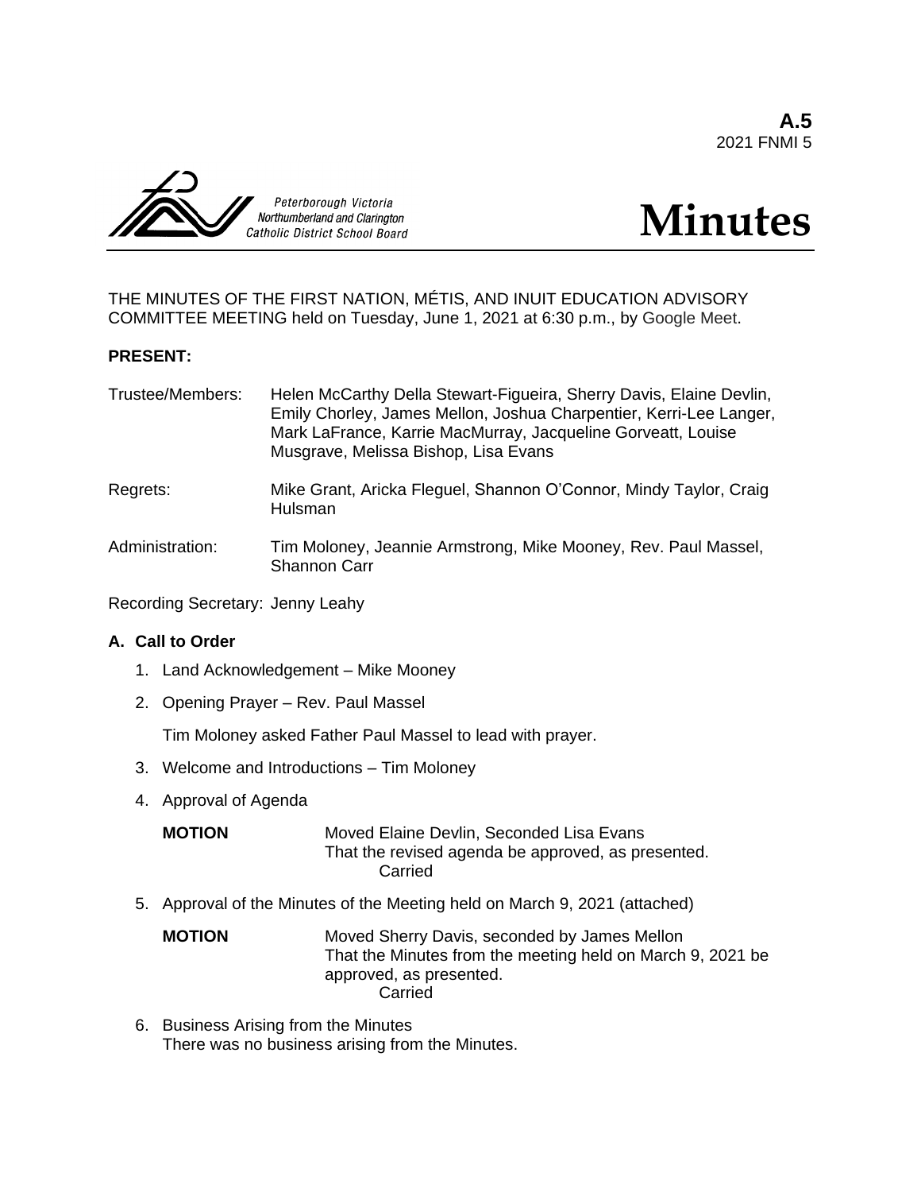**A.5**
2021 FNMI 5

Peterborough Victoria Northumberland and Clarington Catholic District School Board

# Minutes

THE MINUTES OF THE FIRST NATION, MÉTIS, AND INUIT EDUCATION ADVISORY COMMITTEE MEETING held on Tuesday, June 1, 2021 at 6:30 p.m., by Google Meet.

**PRESENT:**

Trustee/Members: Helen McCarthy Della Stewart-Figueira, Sherry Davis, Elaine Devlin, Emily Chorley, James Mellon, Joshua Charpentier, Kerri-Lee Langer, Mark LaFrance, Karrie MacMurray, Jacqueline Gorveatt, Louise Musgrave, Melissa Bishop, Lisa Evans

Regrets: Mike Grant, Aricka Fleguel, Shannon O'Connor, Mindy Taylor, Craig Hulsman

Administration: Tim Moloney, Jeannie Armstrong, Mike Mooney, Rev. Paul Massel, Shannon Carr

Recording Secretary: Jenny Leahy

## A. Call to Order

1. Land Acknowledgement – Mike Mooney
2. Opening Prayer – Rev. Paul Massel

   Tim Moloney asked Father Paul Massel to lead with prayer.

3. Welcome and Introductions – Tim Moloney
4. Approval of Agenda

   **MOTION** Moved Elaine Devlin, Seconded Lisa Evans
   That the revised agenda be approved, as presented.
   Carried

5. Approval of the Minutes of the Meeting held on March 9, 2021 (attached)

   **MOTION** Moved Sherry Davis, seconded by James Mellon
   That the Minutes from the meeting held on March 9, 2021 be approved, as presented.
   Carried

6. Business Arising from the Minutes
   There was no business arising from the Minutes.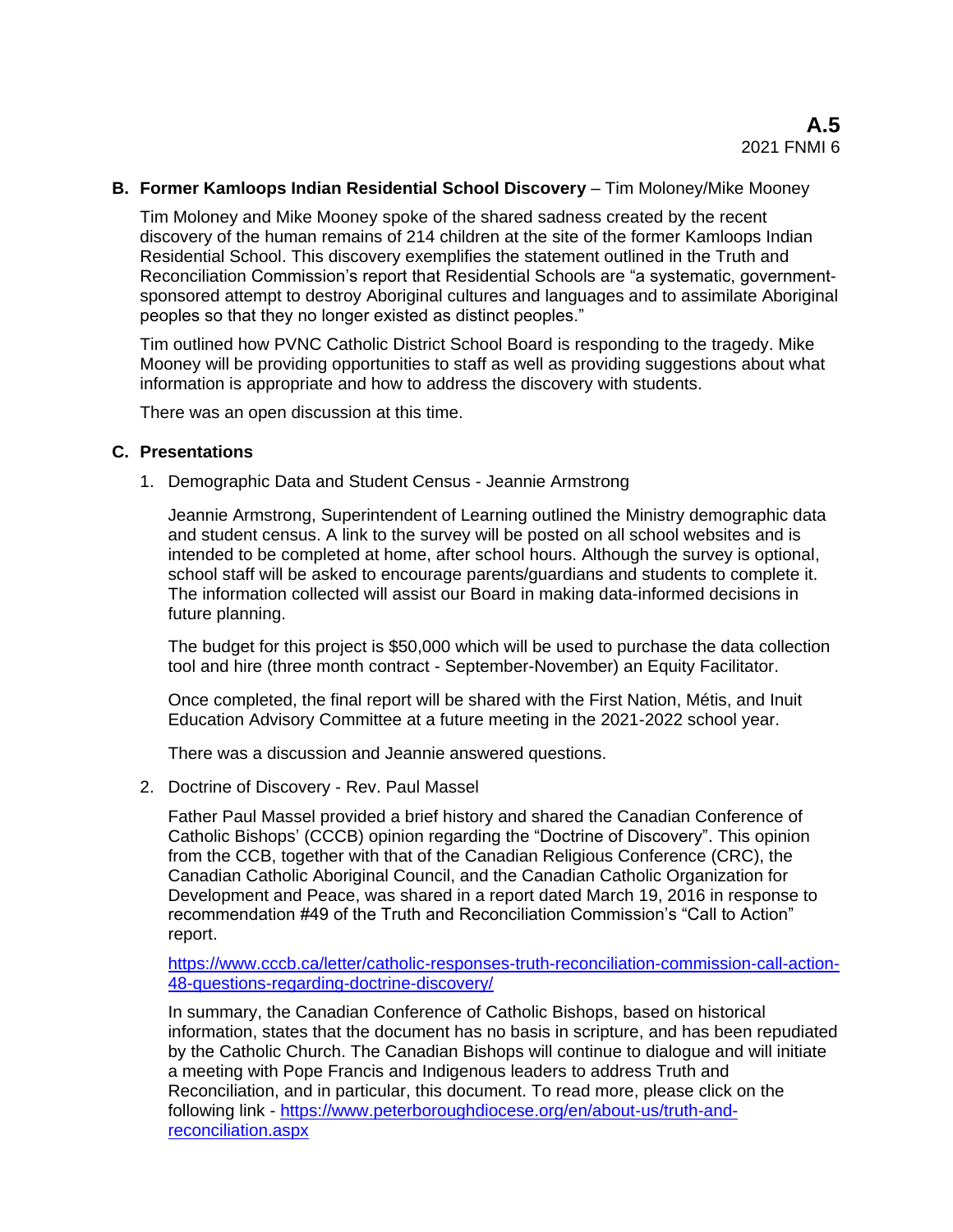**B. Former Kamloops Indian Residential School Discovery** – Tim Moloney/Mike Mooney

Tim Moloney and Mike Mooney spoke of the shared sadness created by the recent discovery of the human remains of 214 children at the site of the former Kamloops Indian Residential School. This discovery exemplifies the statement outlined in the Truth and Reconciliation Commission's report that Residential Schools are "a systematic, government-sponsored attempt to destroy Aboriginal cultures and languages and to assimilate Aboriginal peoples so that they no longer existed as distinct peoples."

Tim outlined how PVNC Catholic District School Board is responding to the tragedy. Mike Mooney will be providing opportunities to staff as well as providing suggestions about what information is appropriate and how to address the discovery with students.

There was an open discussion at this time.

**C. Presentations**

1. Demographic Data and Student Census - Jeannie Armstrong

   Jeannie Armstrong, Superintendent of Learning outlined the Ministry demographic data and student census. A link to the survey will be posted on all school websites and is intended to be completed at home, after school hours. Although the survey is optional, school staff will be asked to encourage parents/guardians and students to complete it. The information collected will assist our Board in making data-informed decisions in future planning.

   The budget for this project is $50,000 which will be used to purchase the data collection tool and hire (three month contract - September-November) an Equity Facilitator.

   Once completed, the final report will be shared with the First Nation, Métis, and Inuit Education Advisory Committee at a future meeting in the 2021-2022 school year.

   There was a discussion and Jeannie answered questions.

2. Doctrine of Discovery - Rev. Paul Massel

   Father Paul Massel provided a brief history and shared the Canadian Conference of Catholic Bishops' (CCCB) opinion regarding the "Doctrine of Discovery". This opinion from the CCB, together with that of the Canadian Religious Conference (CRC), the Canadian Catholic Aboriginal Council, and the Canadian Catholic Organization for Development and Peace, was shared in a report dated March 19, 2016 in response to recommendation #49 of the Truth and Reconciliation Commission's "Call to Action" report.

   https://www.cccb.ca/letter/catholic-responses-truth-reconciliation-commission-call-action-48-questions-regarding-doctrine-discovery/

   In summary, the Canadian Conference of Catholic Bishops, based on historical information, states that the document has no basis in scripture, and has been repudiated by the Catholic Church. The Canadian Bishops will continue to dialogue and will initiate a meeting with Pope Francis and Indigenous leaders to address Truth and Reconciliation, and in particular, this document. To read more, please click on the following link - https://www.peterboroughdiocese.org/en/about-us/truth-and-reconciliation.aspx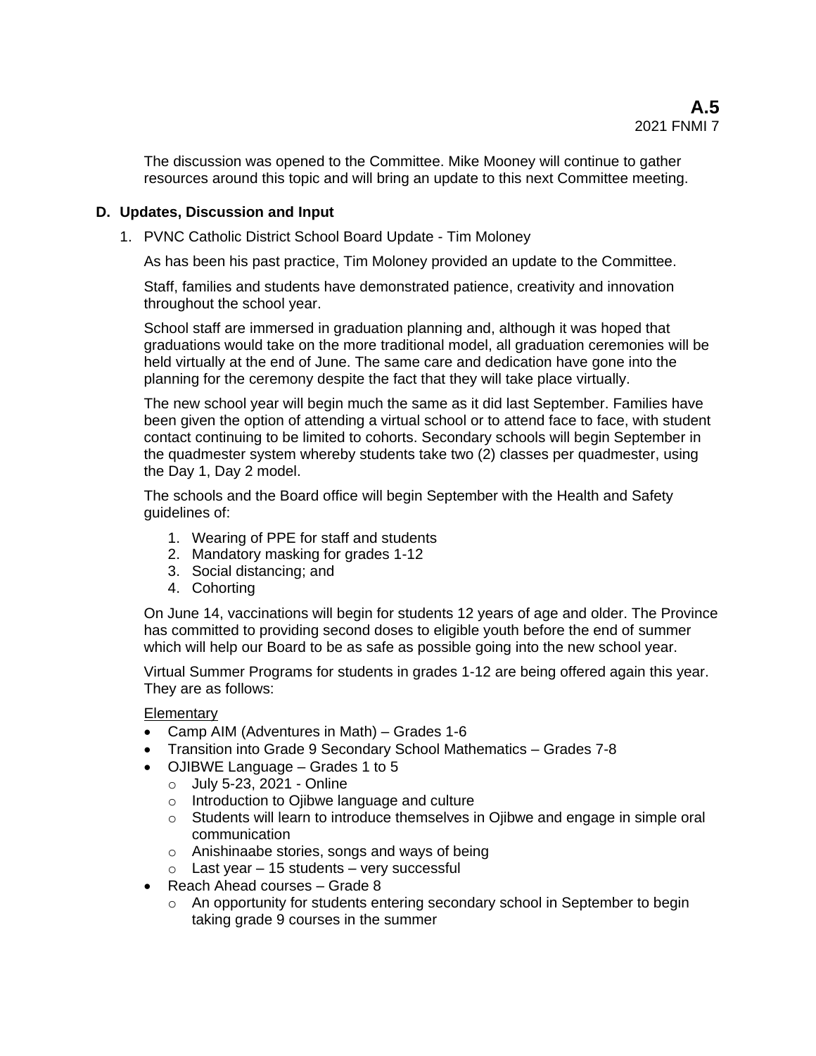The discussion was opened to the Committee. Mike Mooney will continue to gather resources around this topic and will bring an update to this next Committee meeting.

**D. Updates, Discussion and Input**

1. PVNC Catholic District School Board Update - Tim Moloney

   As has been his past practice, Tim Moloney provided an update to the Committee.

   Staff, families and students have demonstrated patience, creativity and innovation throughout the school year.

   School staff are immersed in graduation planning and, although it was hoped that graduations would take on the more traditional model, all graduation ceremonies will be held virtually at the end of June. The same care and dedication have gone into the planning for the ceremony despite the fact that they will take place virtually.

   The new school year will begin much the same as it did last September. Families have been given the option of attending a virtual school or to attend face to face, with student contact continuing to be limited to cohorts. Secondary schools will begin September in the quadmester system whereby students take two (2) classes per quadmester, using the Day 1, Day 2 model.

   The schools and the Board office will begin September with the Health and Safety guidelines of:

   1. Wearing of PPE for staff and students
   2. Mandatory masking for grades 1-12
   3. Social distancing; and
   4. Cohorting

   On June 14, vaccinations will begin for students 12 years of age and older. The Province has committed to providing second doses to eligible youth before the end of summer which will help our Board to be as safe as possible going into the new school year.

   Virtual Summer Programs for students in grades 1-12 are being offered again this year. They are as follows:

   <u>Elementary</u>

   - Camp AIM (Adventures in Math) – Grades 1-6
   - Transition into Grade 9 Secondary School Mathematics – Grades 7-8
   - OJIBWE Language – Grades 1 to 5
     - July 5-23, 2021 - Online
     - Introduction to Ojibwe language and culture
     - Students will learn to introduce themselves in Ojibwe and engage in simple oral communication
     - Anishinaabe stories, songs and ways of being
     - Last year – 15 students – very successful
   - Reach Ahead courses – Grade 8
     - An opportunity for students entering secondary school in September to begin taking grade 9 courses in the summer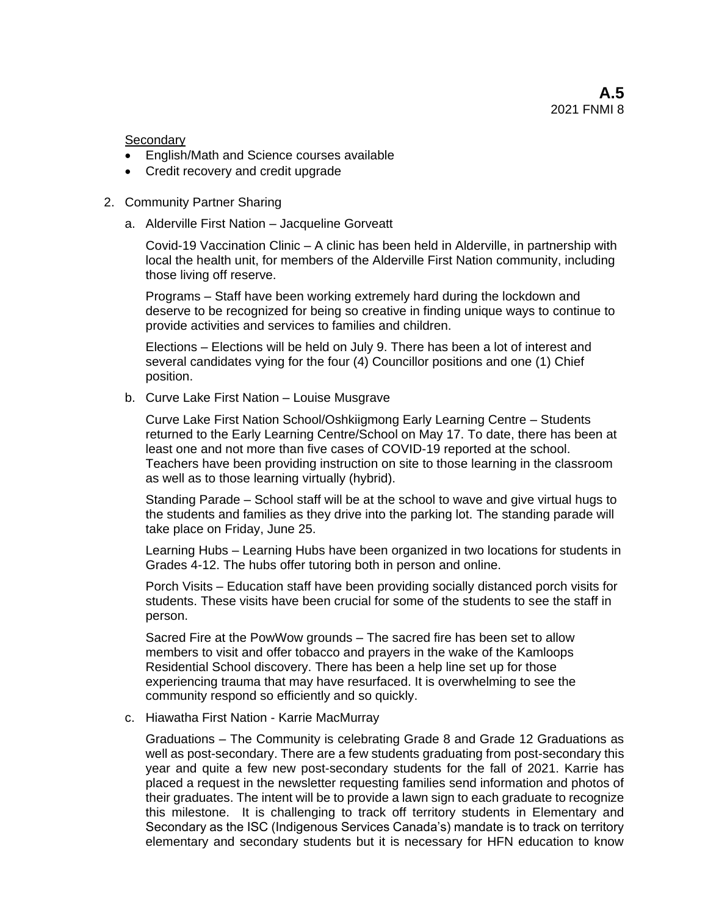Secondary

- English/Math and Science courses available
- Credit recovery and credit upgrade

2. Community Partner Sharing

   a. Alderville First Nation – Jacqueline Gorveatt

   Covid-19 Vaccination Clinic – A clinic has been held in Alderville, in partnership with local the health unit, for members of the Alderville First Nation community, including those living off reserve.

   Programs – Staff have been working extremely hard during the lockdown and deserve to be recognized for being so creative in finding unique ways to continue to provide activities and services to families and children.

   Elections – Elections will be held on July 9. There has been a lot of interest and several candidates vying for the four (4) Councillor positions and one (1) Chief position.

   b. Curve Lake First Nation – Louise Musgrave

   Curve Lake First Nation School/Oshkiigmong Early Learning Centre – Students returned to the Early Learning Centre/School on May 17. To date, there has been at least one and not more than five cases of COVID-19 reported at the school. Teachers have been providing instruction on site to those learning in the classroom as well as to those learning virtually (hybrid).

   Standing Parade – School staff will be at the school to wave and give virtual hugs to the students and families as they drive into the parking lot. The standing parade will take place on Friday, June 25.

   Learning Hubs – Learning Hubs have been organized in two locations for students in Grades 4-12. The hubs offer tutoring both in person and online.

   Porch Visits – Education staff have been providing socially distanced porch visits for students. These visits have been crucial for some of the students to see the staff in person.

   Sacred Fire at the PowWow grounds – The sacred fire has been set to allow members to visit and offer tobacco and prayers in the wake of the Kamloops Residential School discovery. There has been a help line set up for those experiencing trauma that may have resurfaced. It is overwhelming to see the community respond so efficiently and so quickly.

   c. Hiawatha First Nation - Karrie MacMurray

   Graduations – The Community is celebrating Grade 8 and Grade 12 Graduations as well as post-secondary. There are a few students graduating from post-secondary this year and quite a few new post-secondary students for the fall of 2021. Karrie has placed a request in the newsletter requesting families send information and photos of their graduates. The intent will be to provide a lawn sign to each graduate to recognize this milestone. It is challenging to track off territory students in Elementary and Secondary as the ISC (Indigenous Services Canada's) mandate is to track on territory elementary and secondary students but it is necessary for HFN education to know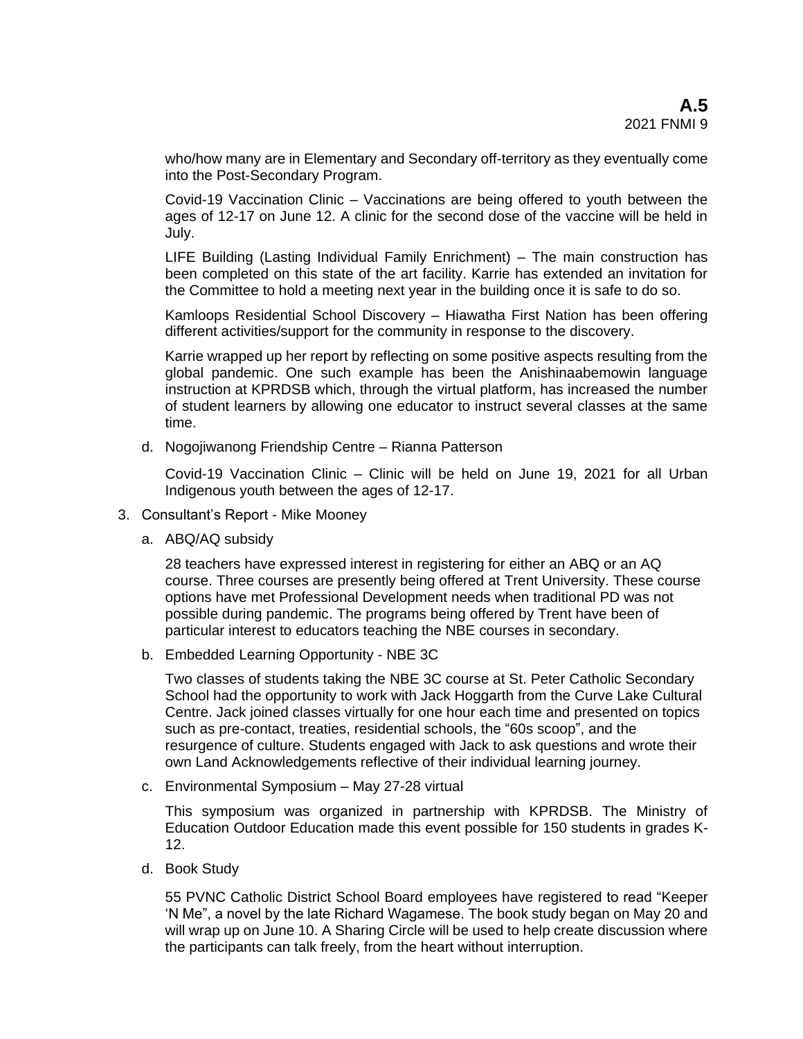who/how many are in Elementary and Secondary off-territory as they eventually come into the Post-Secondary Program.

Covid-19 Vaccination Clinic – Vaccinations are being offered to youth between the ages of 12-17 on June 12. A clinic for the second dose of the vaccine will be held in July.

LIFE Building (Lasting Individual Family Enrichment) – The main construction has been completed on this state of the art facility. Karrie has extended an invitation for the Committee to hold a meeting next year in the building once it is safe to do so.

Kamloops Residential School Discovery – Hiawatha First Nation has been offering different activities/support for the community in response to the discovery.

Karrie wrapped up her report by reflecting on some positive aspects resulting from the global pandemic. One such example has been the Anishinaabemowin language instruction at KPRDSB which, through the virtual platform, has increased the number of student learners by allowing one educator to instruct several classes at the same time.

d. Nogojiwanong Friendship Centre – Rianna Patterson

   Covid-19 Vaccination Clinic – Clinic will be held on June 19, 2021 for all Urban Indigenous youth between the ages of 12-17.

3. Consultant's Report - Mike Mooney

   a. ABQ/AQ subsidy

      28 teachers have expressed interest in registering for either an ABQ or an AQ course. Three courses are presently being offered at Trent University. These course options have met Professional Development needs when traditional PD was not possible during pandemic. The programs being offered by Trent have been of particular interest to educators teaching the NBE courses in secondary.

   b. Embedded Learning Opportunity - NBE 3C

      Two classes of students taking the NBE 3C course at St. Peter Catholic Secondary School had the opportunity to work with Jack Hoggarth from the Curve Lake Cultural Centre. Jack joined classes virtually for one hour each time and presented on topics such as pre-contact, treaties, residential schools, the "60s scoop", and the resurgence of culture. Students engaged with Jack to ask questions and wrote their own Land Acknowledgements reflective of their individual learning journey.

   c. Environmental Symposium – May 27-28 virtual

      This symposium was organized in partnership with KPRDSB. The Ministry of Education Outdoor Education made this event possible for 150 students in grades K-12.

   d. Book Study

      55 PVNC Catholic District School Board employees have registered to read "Keeper 'N Me", a novel by the late Richard Wagamese. The book study began on May 20 and will wrap up on June 10. A Sharing Circle will be used to help create discussion where the participants can talk freely, from the heart without interruption.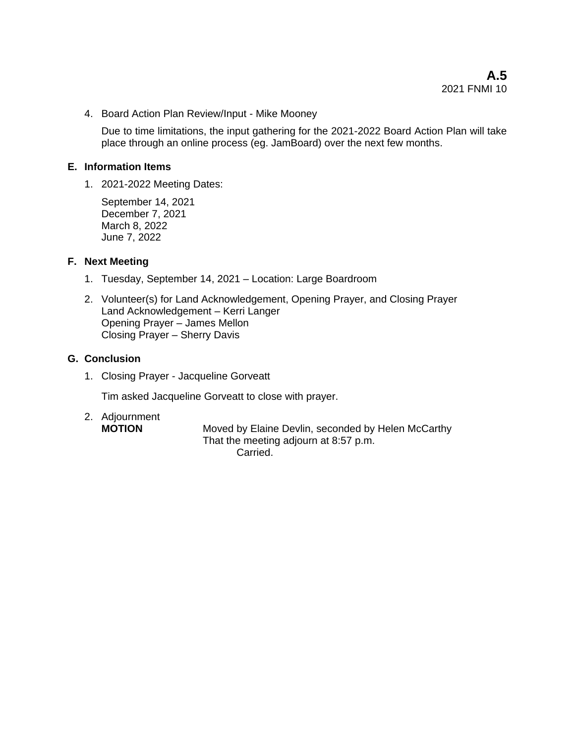4. Board Action Plan Review/Input - Mike Mooney

   Due to time limitations, the input gathering for the 2021-2022 Board Action Plan will take place through an online process (eg. JamBoard) over the next few months.

## E. Information Items

1. 2021-2022 Meeting Dates:

   September 14, 2021
   December 7, 2021
   March 8, 2022
   June 7, 2022

## F. Next Meeting

1. Tuesday, September 14, 2021 – Location: Large Boardroom

2. Volunteer(s) for Land Acknowledgement, Opening Prayer, and Closing Prayer
   Land Acknowledgement – Kerri Langer
   Opening Prayer – James Mellon
   Closing Prayer – Sherry Davis

## G. Conclusion

1. Closing Prayer - Jacqueline Gorveatt

   Tim asked Jacqueline Gorveatt to close with prayer.

2. Adjournment

   **MOTION** Moved by Elaine Devlin, seconded by Helen McCarthy
   That the meeting adjourn at 8:57 p.m.
   Carried.